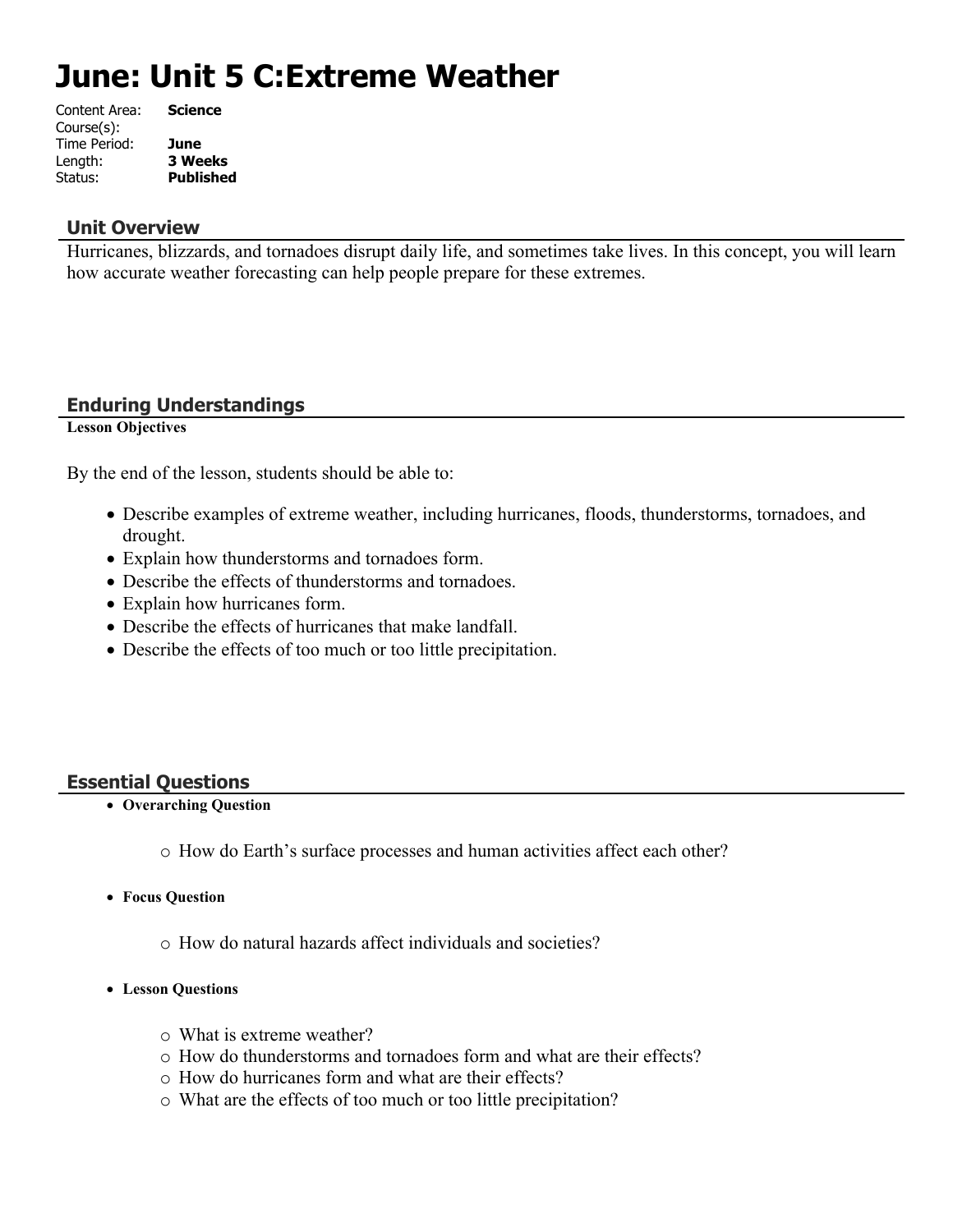# June: Unit 5 C:Extreme Weather

| | |
|---|---|
| Content Area: | **Science** |
| Course(s): | |
| Time Period: | **June** |
| Length: | **3 Weeks** |
| Status: | **Published** |

## Unit Overview

Hurricanes, blizzards, and tornadoes disrupt daily life, and sometimes take lives. In this concept, you will learn how accurate weather forecasting can help people prepare for these extremes.

## Enduring Understandings

**Lesson Objectives**

By the end of the lesson, students should be able to:

- Describe examples of extreme weather, including hurricanes, floods, thunderstorms, tornadoes, and drought.
- Explain how thunderstorms and tornadoes form.
- Describe the effects of thunderstorms and tornadoes.
- Explain how hurricanes form.
- Describe the effects of hurricanes that make landfall.
- Describe the effects of too much or too little precipitation.

## Essential Questions

- **Overarching Question**
  - How do Earth's surface processes and human activities affect each other?
- **Focus Question**
  - How do natural hazards affect individuals and societies?
- **Lesson Questions**
  - What is extreme weather?
  - How do thunderstorms and tornadoes form and what are their effects?
  - How do hurricanes form and what are their effects?
  - What are the effects of too much or too little precipitation?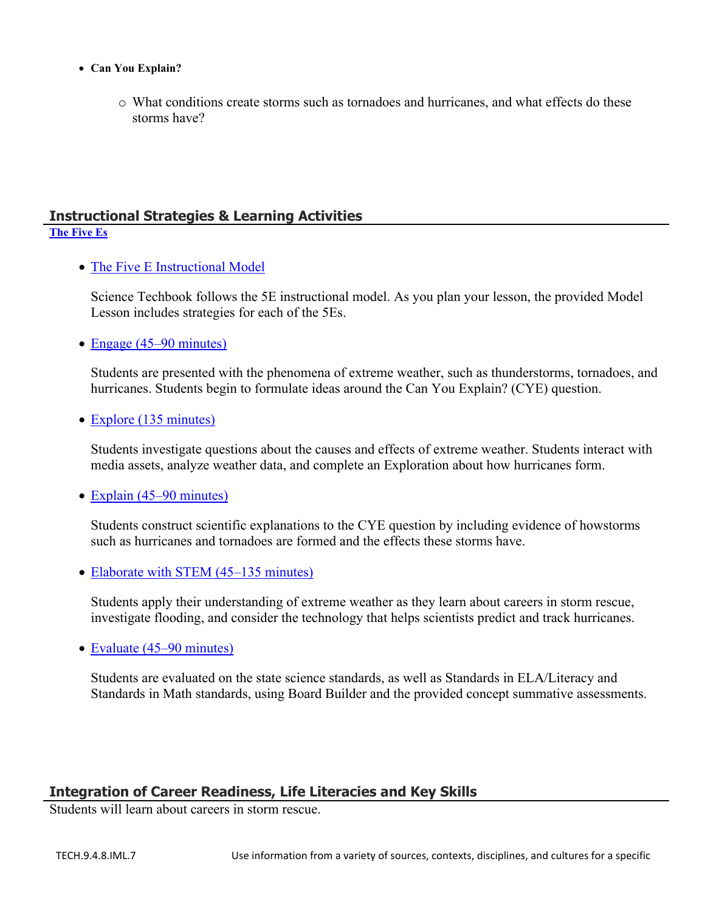- **Can You Explain?**
  - What conditions create storms such as tornadoes and hurricanes, and what effects do these storms have?

## Instructional Strategies & Learning Activities

**The Five Es**

- The Five E Instructional Model

  Science Techbook follows the 5E instructional model. As you plan your lesson, the provided Model Lesson includes strategies for each of the 5Es.

- Engage (45–90 minutes)

  Students are presented with the phenomena of extreme weather, such as thunderstorms, tornadoes, and hurricanes. Students begin to formulate ideas around the Can You Explain? (CYE) question.

- Explore (135 minutes)

  Students investigate questions about the causes and effects of extreme weather. Students interact with media assets, analyze weather data, and complete an Exploration about how hurricanes form.

- Explain (45–90 minutes)

  Students construct scientific explanations to the CYE question by including evidence of howstorms such as hurricanes and tornadoes are formed and the effects these storms have.

- Elaborate with STEM (45–135 minutes)

  Students apply their understanding of extreme weather as they learn about careers in storm rescue, investigate flooding, and consider the technology that helps scientists predict and track hurricanes.

- Evaluate (45–90 minutes)

  Students are evaluated on the state science standards, as well as Standards in ELA/Literacy and Standards in Math standards, using Board Builder and the provided concept summative assessments.

## Integration of Career Readiness, Life Literacies and Key Skills

Students will learn about careers in storm rescue.

| TECH.9.4.8.IML.7 | Use information from a variety of sources, contexts, disciplines, and cultures for a specific |
|---|---|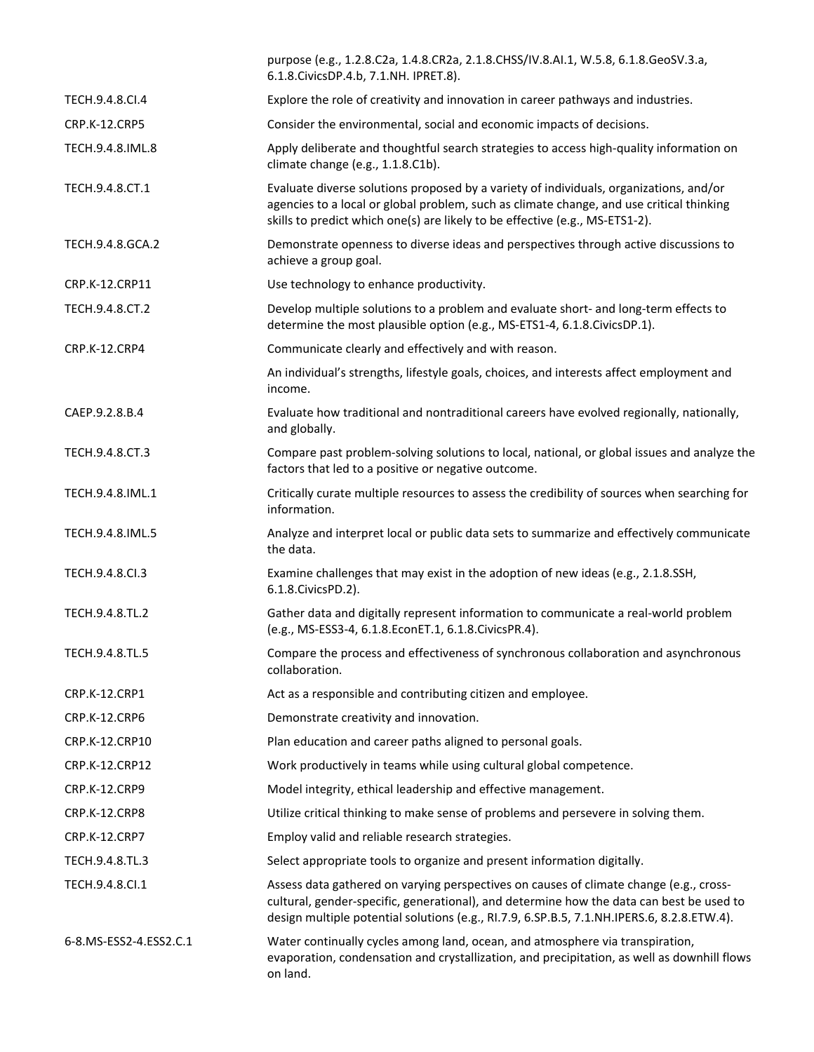| | |
|---|---|
| | purpose (e.g., 1.2.8.C2a, 1.4.8.CR2a, 2.1.8.CHSS/IV.8.AI.1, W.5.8, 6.1.8.GeoSV.3.a, 6.1.8.CivicsDP.4.b, 7.1.NH. IPRET.8). |
| TECH.9.4.8.CI.4 | Explore the role of creativity and innovation in career pathways and industries. |
| CRP.K-12.CRP5 | Consider the environmental, social and economic impacts of decisions. |
| TECH.9.4.8.IML.8 | Apply deliberate and thoughtful search strategies to access high-quality information on climate change (e.g., 1.1.8.C1b). |
| TECH.9.4.8.CT.1 | Evaluate diverse solutions proposed by a variety of individuals, organizations, and/or agencies to a local or global problem, such as climate change, and use critical thinking skills to predict which one(s) are likely to be effective (e.g., MS-ETS1-2). |
| TECH.9.4.8.GCA.2 | Demonstrate openness to diverse ideas and perspectives through active discussions to achieve a group goal. |
| CRP.K-12.CRP11 | Use technology to enhance productivity. |
| TECH.9.4.8.CT.2 | Develop multiple solutions to a problem and evaluate short- and long-term effects to determine the most plausible option (e.g., MS-ETS1-4, 6.1.8.CivicsDP.1). |
| CRP.K-12.CRP4 | Communicate clearly and effectively and with reason. |
| | An individual's strengths, lifestyle goals, choices, and interests affect employment and income. |
| CAEP.9.2.8.B.4 | Evaluate how traditional and nontraditional careers have evolved regionally, nationally, and globally. |
| TECH.9.4.8.CT.3 | Compare past problem-solving solutions to local, national, or global issues and analyze the factors that led to a positive or negative outcome. |
| TECH.9.4.8.IML.1 | Critically curate multiple resources to assess the credibility of sources when searching for information. |
| TECH.9.4.8.IML.5 | Analyze and interpret local or public data sets to summarize and effectively communicate the data. |
| TECH.9.4.8.CI.3 | Examine challenges that may exist in the adoption of new ideas (e.g., 2.1.8.SSH, 6.1.8.CivicsPD.2). |
| TECH.9.4.8.TL.2 | Gather data and digitally represent information to communicate a real-world problem (e.g., MS-ESS3-4, 6.1.8.EconET.1, 6.1.8.CivicsPR.4). |
| TECH.9.4.8.TL.5 | Compare the process and effectiveness of synchronous collaboration and asynchronous collaboration. |
| CRP.K-12.CRP1 | Act as a responsible and contributing citizen and employee. |
| CRP.K-12.CRP6 | Demonstrate creativity and innovation. |
| CRP.K-12.CRP10 | Plan education and career paths aligned to personal goals. |
| CRP.K-12.CRP12 | Work productively in teams while using cultural global competence. |
| CRP.K-12.CRP9 | Model integrity, ethical leadership and effective management. |
| CRP.K-12.CRP8 | Utilize critical thinking to make sense of problems and persevere in solving them. |
| CRP.K-12.CRP7 | Employ valid and reliable research strategies. |
| TECH.9.4.8.TL.3 | Select appropriate tools to organize and present information digitally. |
| TECH.9.4.8.CI.1 | Assess data gathered on varying perspectives on causes of climate change (e.g., cross-cultural, gender-specific, generational), and determine how the data can best be used to design multiple potential solutions (e.g., RI.7.9, 6.SP.B.5, 7.1.NH.IPERS.6, 8.2.8.ETW.4). |
| 6-8.MS-ESS2-4.ESS2.C.1 | Water continually cycles among land, ocean, and atmosphere via transpiration, evaporation, condensation and crystallization, and precipitation, as well as downhill flows on land. |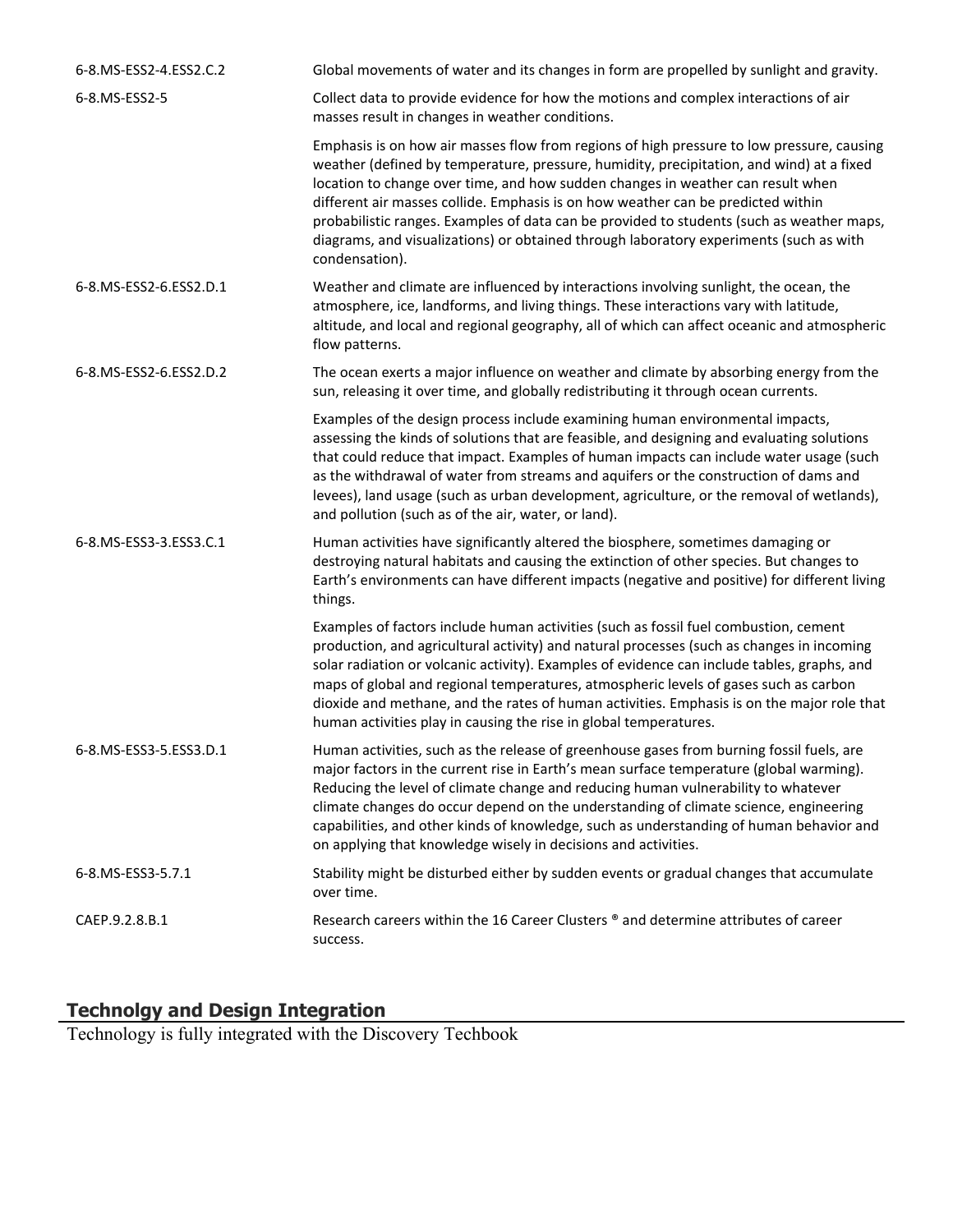| | |
|---|---|
| 6-8.MS-ESS2-4.ESS2.C.2 | Global movements of water and its changes in form are propelled by sunlight and gravity. |
| 6-8.MS-ESS2-5 | Collect data to provide evidence for how the motions and complex interactions of air masses result in changes in weather conditions. |
| | Emphasis is on how air masses flow from regions of high pressure to low pressure, causing weather (defined by temperature, pressure, humidity, precipitation, and wind) at a fixed location to change over time, and how sudden changes in weather can result when different air masses collide. Emphasis is on how weather can be predicted within probabilistic ranges. Examples of data can be provided to students (such as weather maps, diagrams, and visualizations) or obtained through laboratory experiments (such as with condensation). |
| 6-8.MS-ESS2-6.ESS2.D.1 | Weather and climate are influenced by interactions involving sunlight, the ocean, the atmosphere, ice, landforms, and living things. These interactions vary with latitude, altitude, and local and regional geography, all of which can affect oceanic and atmospheric flow patterns. |
| 6-8.MS-ESS2-6.ESS2.D.2 | The ocean exerts a major influence on weather and climate by absorbing energy from the sun, releasing it over time, and globally redistributing it through ocean currents. |
| | Examples of the design process include examining human environmental impacts, assessing the kinds of solutions that are feasible, and designing and evaluating solutions that could reduce that impact. Examples of human impacts can include water usage (such as the withdrawal of water from streams and aquifers or the construction of dams and levees), land usage (such as urban development, agriculture, or the removal of wetlands), and pollution (such as of the air, water, or land). |
| 6-8.MS-ESS3-3.ESS3.C.1 | Human activities have significantly altered the biosphere, sometimes damaging or destroying natural habitats and causing the extinction of other species. But changes to Earth's environments can have different impacts (negative and positive) for different living things. |
| | Examples of factors include human activities (such as fossil fuel combustion, cement production, and agricultural activity) and natural processes (such as changes in incoming solar radiation or volcanic activity). Examples of evidence can include tables, graphs, and maps of global and regional temperatures, atmospheric levels of gases such as carbon dioxide and methane, and the rates of human activities. Emphasis is on the major role that human activities play in causing the rise in global temperatures. |
| 6-8.MS-ESS3-5.ESS3.D.1 | Human activities, such as the release of greenhouse gases from burning fossil fuels, are major factors in the current rise in Earth's mean surface temperature (global warming). Reducing the level of climate change and reducing human vulnerability to whatever climate changes do occur depend on the understanding of climate science, engineering capabilities, and other kinds of knowledge, such as understanding of human behavior and on applying that knowledge wisely in decisions and activities. |
| 6-8.MS-ESS3-5.7.1 | Stability might be disturbed either by sudden events or gradual changes that accumulate over time. |
| CAEP.9.2.8.B.1 | Research careers within the 16 Career Clusters ® and determine attributes of career success. |

## Technolgy and Design Integration

Technology is fully integrated with the Discovery Techbook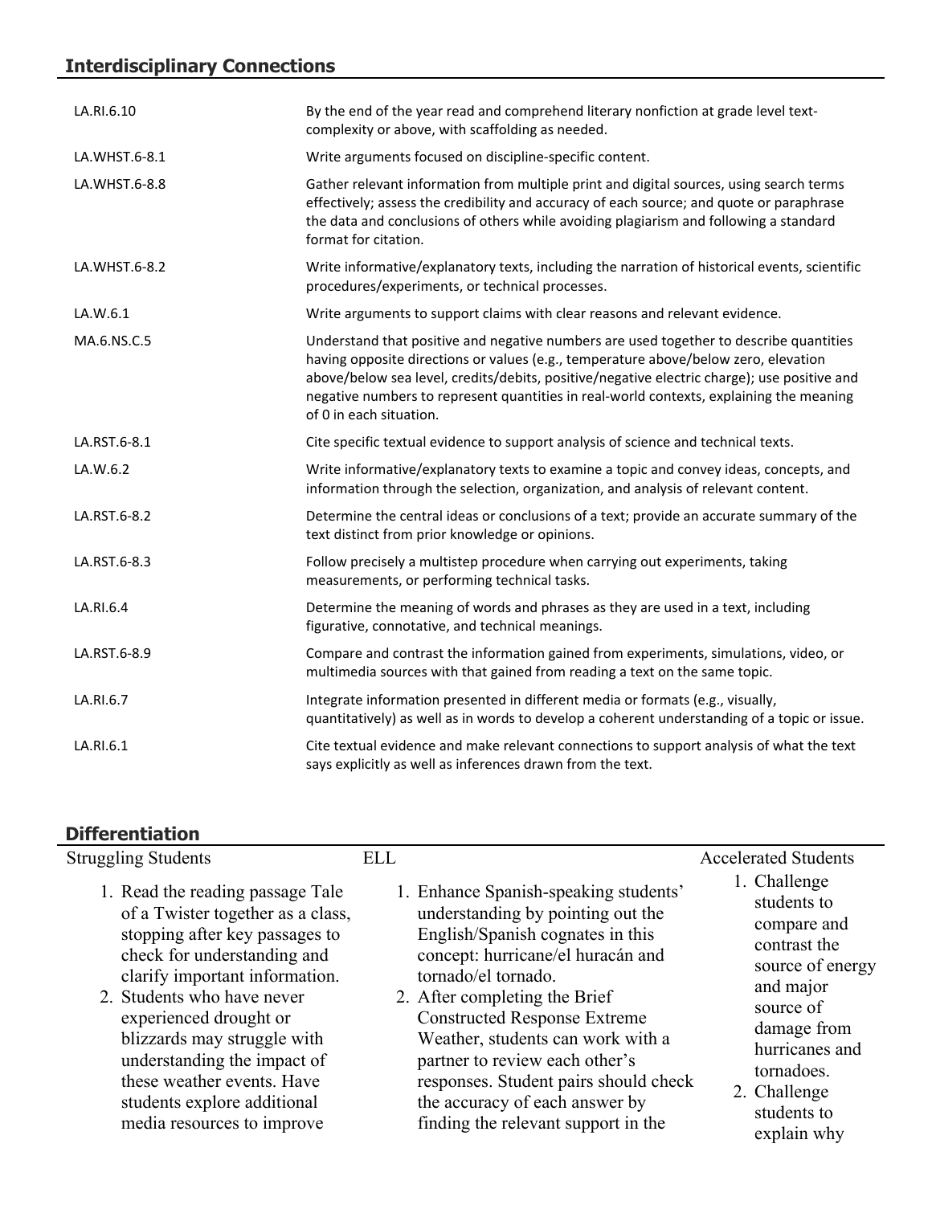## Interdisciplinary Connections

| | |
|---|---|
| LA.RI.6.10 | By the end of the year read and comprehend literary nonfiction at grade level text-complexity or above, with scaffolding as needed. |
| LA.WHST.6-8.1 | Write arguments focused on discipline-specific content. |
| LA.WHST.6-8.8 | Gather relevant information from multiple print and digital sources, using search terms effectively; assess the credibility and accuracy of each source; and quote or paraphrase the data and conclusions of others while avoiding plagiarism and following a standard format for citation. |
| LA.WHST.6-8.2 | Write informative/explanatory texts, including the narration of historical events, scientific procedures/experiments, or technical processes. |
| LA.W.6.1 | Write arguments to support claims with clear reasons and relevant evidence. |
| MA.6.NS.C.5 | Understand that positive and negative numbers are used together to describe quantities having opposite directions or values (e.g., temperature above/below zero, elevation above/below sea level, credits/debits, positive/negative electric charge); use positive and negative numbers to represent quantities in real-world contexts, explaining the meaning of 0 in each situation. |
| LA.RST.6-8.1 | Cite specific textual evidence to support analysis of science and technical texts. |
| LA.W.6.2 | Write informative/explanatory texts to examine a topic and convey ideas, concepts, and information through the selection, organization, and analysis of relevant content. |
| LA.RST.6-8.2 | Determine the central ideas or conclusions of a text; provide an accurate summary of the text distinct from prior knowledge or opinions. |
| LA.RST.6-8.3 | Follow precisely a multistep procedure when carrying out experiments, taking measurements, or performing technical tasks. |
| LA.RI.6.4 | Determine the meaning of words and phrases as they are used in a text, including figurative, connotative, and technical meanings. |
| LA.RST.6-8.9 | Compare and contrast the information gained from experiments, simulations, video, or multimedia sources with that gained from reading a text on the same topic. |
| LA.RI.6.7 | Integrate information presented in different media or formats (e.g., visually, quantitatively) as well as in words to develop a coherent understanding of a topic or issue. |
| LA.RI.6.1 | Cite textual evidence and make relevant connections to support analysis of what the text says explicitly as well as inferences drawn from the text. |

## Differentiation

**Struggling Students**

1. Read the reading passage Tale of a Twister together as a class, stopping after key passages to check for understanding and clarify important information.
2. Students who have never experienced drought or blizzards may struggle with understanding the impact of these weather events. Have students explore additional media resources to improve

**ELL**

1. Enhance Spanish-speaking students' understanding by pointing out the English/Spanish cognates in this concept: hurricane/el huracán and tornado/el tornado.
2. After completing the Brief Constructed Response Extreme Weather, students can work with a partner to review each other's responses. Student pairs should check the accuracy of each answer by finding the relevant support in the

**Accelerated Students**

1. Challenge students to compare and contrast the source of energy and major source of damage from hurricanes and tornadoes.
2. Challenge students to explain why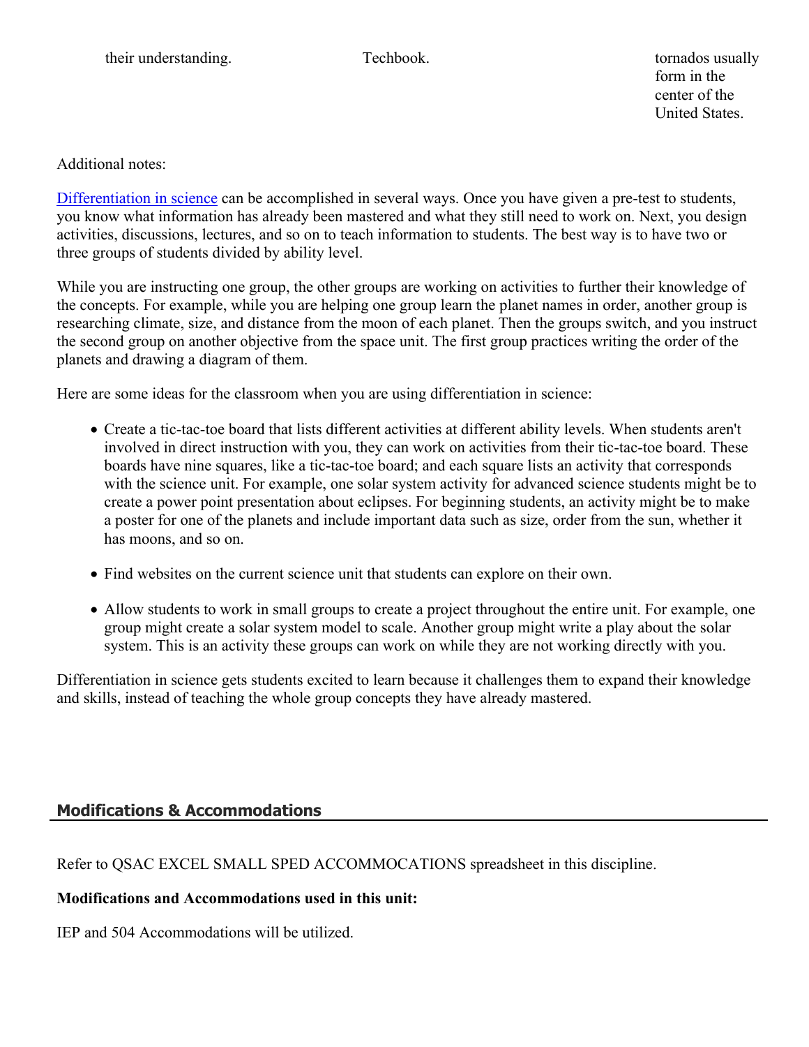| their understanding. | Techbook. | tornados usually form in the center of the United States. |
| --- | --- | --- |

Additional notes:

Differentiation in science can be accomplished in several ways. Once you have given a pre-test to students, you know what information has already been mastered and what they still need to work on. Next, you design activities, discussions, lectures, and so on to teach information to students. The best way is to have two or three groups of students divided by ability level.

While you are instructing one group, the other groups are working on activities to further their knowledge of the concepts. For example, while you are helping one group learn the planet names in order, another group is researching climate, size, and distance from the moon of each planet. Then the groups switch, and you instruct the second group on another objective from the space unit. The first group practices writing the order of the planets and drawing a diagram of them.

Here are some ideas for the classroom when you are using differentiation in science:

- Create a tic-tac-toe board that lists different activities at different ability levels. When students aren't involved in direct instruction with you, they can work on activities from their tic-tac-toe board. These boards have nine squares, like a tic-tac-toe board; and each square lists an activity that corresponds with the science unit. For example, one solar system activity for advanced science students might be to create a power point presentation about eclipses. For beginning students, an activity might be to make a poster for one of the planets and include important data such as size, order from the sun, whether it has moons, and so on.
- Find websites on the current science unit that students can explore on their own.
- Allow students to work in small groups to create a project throughout the entire unit. For example, one group might create a solar system model to scale. Another group might write a play about the solar system. This is an activity these groups can work on while they are not working directly with you.

Differentiation in science gets students excited to learn because it challenges them to expand their knowledge and skills, instead of teaching the whole group concepts they have already mastered.

## Modifications & Accommodations

Refer to QSAC EXCEL SMALL SPED ACCOMMOCATIONS spreadsheet in this discipline.

**Modifications and Accommodations used in this unit:**

IEP and 504 Accommodations will be utilized.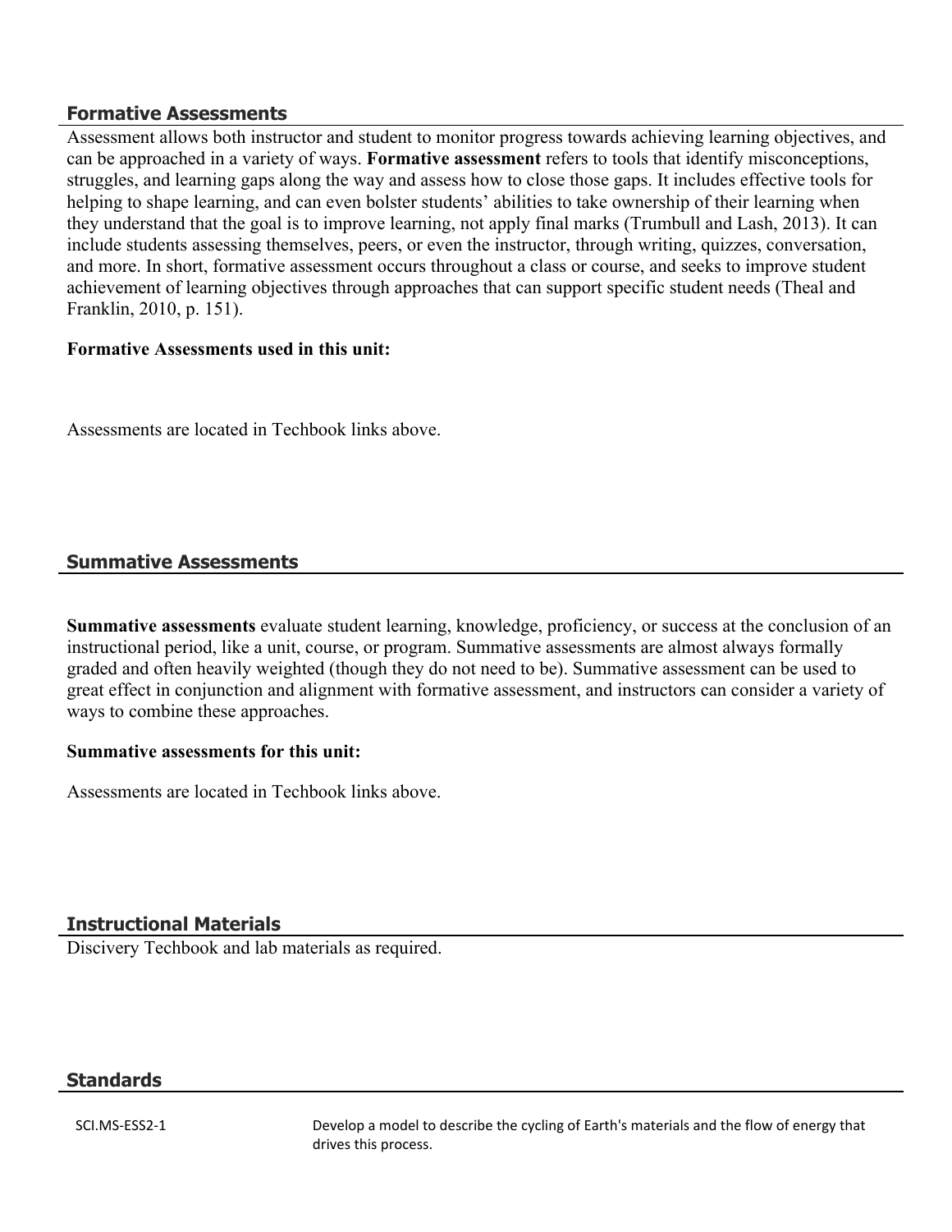## Formative Assessments

Assessment allows both instructor and student to monitor progress towards achieving learning objectives, and can be approached in a variety of ways. **Formative assessment** refers to tools that identify misconceptions, struggles, and learning gaps along the way and assess how to close those gaps. It includes effective tools for helping to shape learning, and can even bolster students' abilities to take ownership of their learning when they understand that the goal is to improve learning, not apply final marks (Trumbull and Lash, 2013). It can include students assessing themselves, peers, or even the instructor, through writing, quizzes, conversation, and more. In short, formative assessment occurs throughout a class or course, and seeks to improve student achievement of learning objectives through approaches that can support specific student needs (Theal and Franklin, 2010, p. 151).

**Formative Assessments used in this unit:**

Assessments are located in Techbook links above.

## Summative Assessments

**Summative assessments** evaluate student learning, knowledge, proficiency, or success at the conclusion of an instructional period, like a unit, course, or program. Summative assessments are almost always formally graded and often heavily weighted (though they do not need to be). Summative assessment can be used to great effect in conjunction and alignment with formative assessment, and instructors can consider a variety of ways to combine these approaches.

**Summative assessments for this unit:**

Assessments are located in Techbook links above.

## Instructional Materials

Discivery Techbook and lab materials as required.

## Standards

| | |
|---|---|
| SCI.MS-ESS2-1 | Develop a model to describe the cycling of Earth's materials and the flow of energy that drives this process. |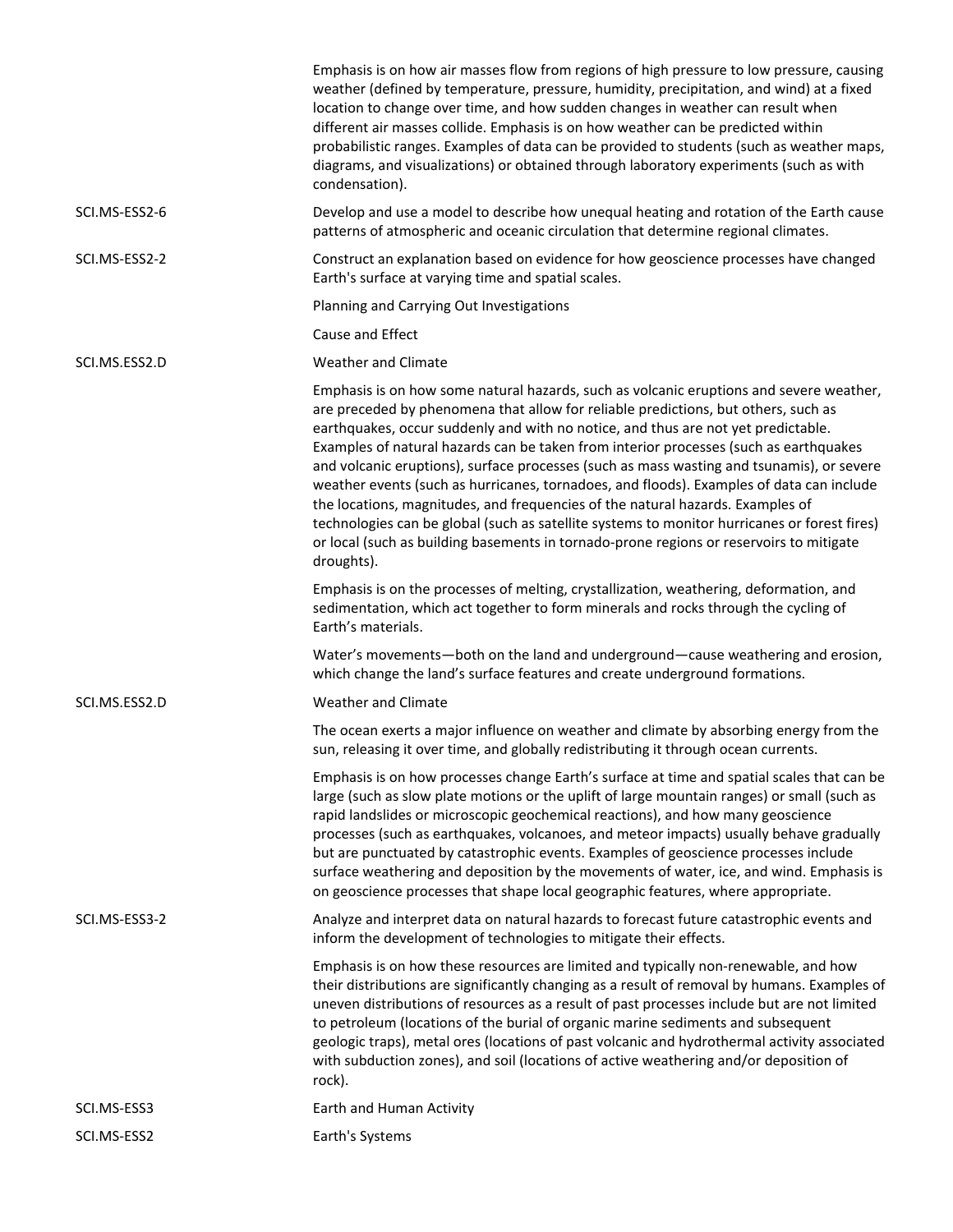| | |
|---|---|
| | Emphasis is on how air masses flow from regions of high pressure to low pressure, causing weather (defined by temperature, pressure, humidity, precipitation, and wind) at a fixed location to change over time, and how sudden changes in weather can result when different air masses collide. Emphasis is on how weather can be predicted within probabilistic ranges. Examples of data can be provided to students (such as weather maps, diagrams, and visualizations) or obtained through laboratory experiments (such as with condensation). |
| SCI.MS-ESS2-6 | Develop and use a model to describe how unequal heating and rotation of the Earth cause patterns of atmospheric and oceanic circulation that determine regional climates. |
| SCI.MS-ESS2-2 | Construct an explanation based on evidence for how geoscience processes have changed Earth's surface at varying time and spatial scales. |
| | Planning and Carrying Out Investigations |
| | Cause and Effect |
| SCI.MS.ESS2.D | Weather and Climate |
| | Emphasis is on how some natural hazards, such as volcanic eruptions and severe weather, are preceded by phenomena that allow for reliable predictions, but others, such as earthquakes, occur suddenly and with no notice, and thus are not yet predictable. Examples of natural hazards can be taken from interior processes (such as earthquakes and volcanic eruptions), surface processes (such as mass wasting and tsunamis), or severe weather events (such as hurricanes, tornadoes, and floods). Examples of data can include the locations, magnitudes, and frequencies of the natural hazards. Examples of technologies can be global (such as satellite systems to monitor hurricanes or forest fires) or local (such as building basements in tornado-prone regions or reservoirs to mitigate droughts). |
| | Emphasis is on the processes of melting, crystallization, weathering, deformation, and sedimentation, which act together to form minerals and rocks through the cycling of Earth's materials. |
| | Water's movements—both on the land and underground—cause weathering and erosion, which change the land's surface features and create underground formations. |
| SCI.MS.ESS2.D | Weather and Climate |
| | The ocean exerts a major influence on weather and climate by absorbing energy from the sun, releasing it over time, and globally redistributing it through ocean currents. |
| | Emphasis is on how processes change Earth's surface at time and spatial scales that can be large (such as slow plate motions or the uplift of large mountain ranges) or small (such as rapid landslides or microscopic geochemical reactions), and how many geoscience processes (such as earthquakes, volcanoes, and meteor impacts) usually behave gradually but are punctuated by catastrophic events. Examples of geoscience processes include surface weathering and deposition by the movements of water, ice, and wind. Emphasis is on geoscience processes that shape local geographic features, where appropriate. |
| SCI.MS-ESS3-2 | Analyze and interpret data on natural hazards to forecast future catastrophic events and inform the development of technologies to mitigate their effects. |
| | Emphasis is on how these resources are limited and typically non-renewable, and how their distributions are significantly changing as a result of removal by humans. Examples of uneven distributions of resources as a result of past processes include but are not limited to petroleum (locations of the burial of organic marine sediments and subsequent geologic traps), metal ores (locations of past volcanic and hydrothermal activity associated with subduction zones), and soil (locations of active weathering and/or deposition of rock). |
| SCI.MS-ESS3 | Earth and Human Activity |
| SCI.MS-ESS2 | Earth's Systems |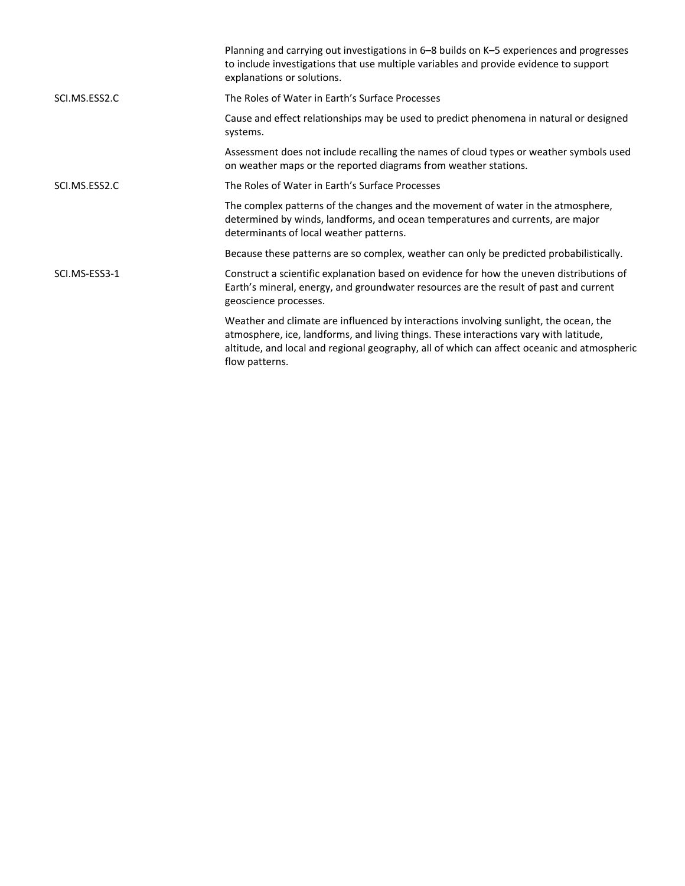| | |
|---|---|
| | Planning and carrying out investigations in 6–8 builds on K–5 experiences and progresses to include investigations that use multiple variables and provide evidence to support explanations or solutions. |
| SCI.MS.ESS2.C | The Roles of Water in Earth's Surface Processes |
| | Cause and effect relationships may be used to predict phenomena in natural or designed systems. |
| | Assessment does not include recalling the names of cloud types or weather symbols used on weather maps or the reported diagrams from weather stations. |
| SCI.MS.ESS2.C | The Roles of Water in Earth's Surface Processes |
| | The complex patterns of the changes and the movement of water in the atmosphere, determined by winds, landforms, and ocean temperatures and currents, are major determinants of local weather patterns. |
| | Because these patterns are so complex, weather can only be predicted probabilistically. |
| SCI.MS-ESS3-1 | Construct a scientific explanation based on evidence for how the uneven distributions of Earth's mineral, energy, and groundwater resources are the result of past and current geoscience processes. |
| | Weather and climate are influenced by interactions involving sunlight, the ocean, the atmosphere, ice, landforms, and living things. These interactions vary with latitude, altitude, and local and regional geography, all of which can affect oceanic and atmospheric flow patterns. |